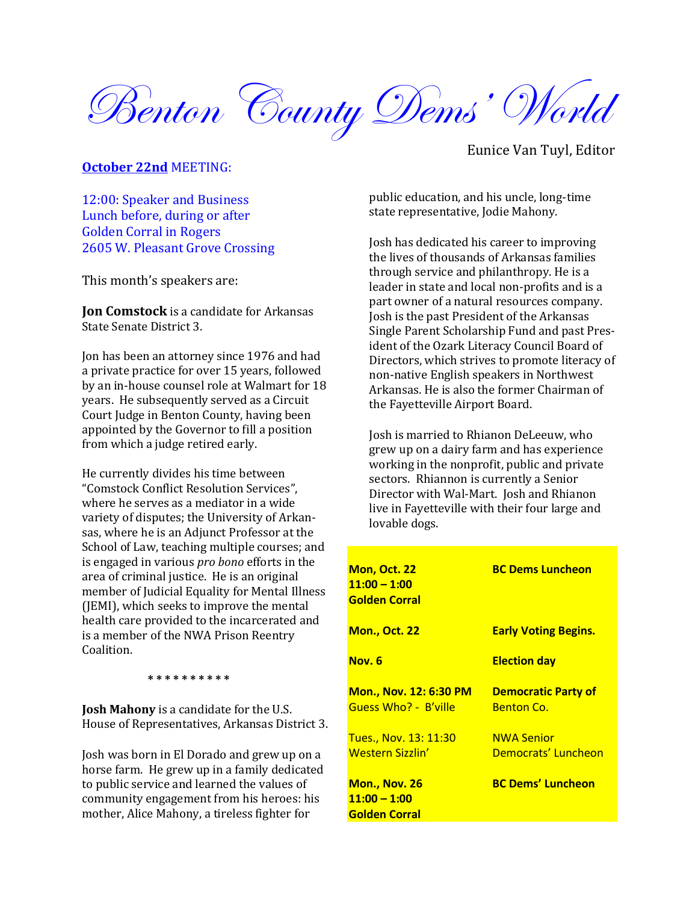# Benton County Dems' World

Eunice Van Tuyl, Editor

**October 22nd** MEETING:

12:00: Speaker and Business
Lunch before, during or after
Golden Corral in Rogers
2605 W. Pleasant Grove Crossing

This month's speakers are:

**Jon Comstock** is a candidate for Arkansas State Senate District 3.

Jon has been an attorney since 1976 and had a private practice for over 15 years, followed by an in-house counsel role at Walmart for 18 years. He subsequently served as a Circuit Court Judge in Benton County, having been appointed by the Governor to fill a position from which a judge retired early.

He currently divides his time between "Comstock Conflict Resolution Services", where he serves as a mediator in a wide variety of disputes; the University of Arkansas, where he is an Adjunct Professor at the School of Law, teaching multiple courses; and is engaged in various *pro bono* efforts in the area of criminal justice. He is an original member of Judicial Equality for Mental Illness (JEMI), which seeks to improve the mental health care provided to the incarcerated and is a member of the NWA Prison Reentry Coalition.

\* \* \* \* \* \* \* \* \* \*

**Josh Mahony** is a candidate for the U.S. House of Representatives, Arkansas District 3.

Josh was born in El Dorado and grew up on a horse farm. He grew up in a family dedicated to public service and learned the values of community engagement from his heroes: his mother, Alice Mahony, a tireless fighter for public education, and his uncle, long-time state representative, Jodie Mahony.

Josh has dedicated his career to improving the lives of thousands of Arkansas families through service and philanthropy. He is a leader in state and local non-profits and is a part owner of a natural resources company. Josh is the past President of the Arkansas Single Parent Scholarship Fund and past President of the Ozark Literacy Council Board of Directors, which strives to promote literacy of non-native English speakers in Northwest Arkansas. He is also the former Chairman of the Fayetteville Airport Board.

Josh is married to Rhianon DeLeeuw, who grew up on a dairy farm and has experience working in the nonprofit, public and private sectors. Rhiannon is currently a Senior Director with Wal-Mart. Josh and Rhianon live in Fayetteville with their four large and lovable dogs.

| | |
|---|---|
| **Mon, Oct. 22**<br>**11:00 – 1:00**<br>**Golden Corral** | **BC Dems Luncheon** |
| **Mon., Oct. 22** | **Early Voting Begins.** |
| **Nov. 6** | **Election day** |
| **Mon., Nov. 12: 6:30 PM**<br>Guess Who? - B'ville | **Democratic Party of**<br>Benton Co. |
| Tues., Nov. 13: 11:30<br>Western Sizzlin' | NWA Senior<br>Democrats' Luncheon |
| **Mon., Nov. 26**<br>**11:00 – 1:00**<br>**Golden Corral** | **BC Dems' Luncheon** |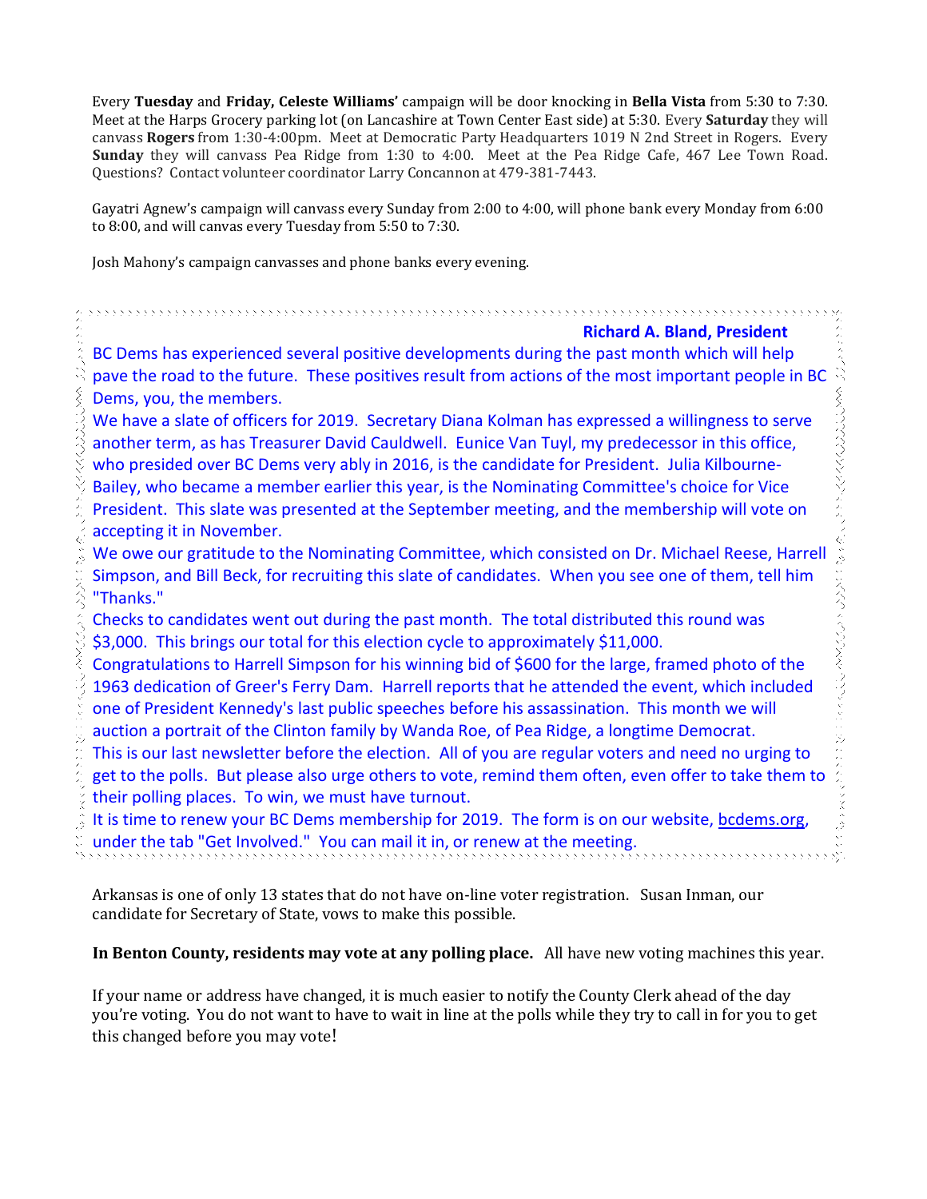Every **Tuesday** and **Friday, Celeste Williams'** campaign will be door knocking in **Bella Vista** from 5:30 to 7:30. Meet at the Harps Grocery parking lot (on Lancashire at Town Center East side) at 5:30. Every **Saturday** they will canvass **Rogers** from 1:30-4:00pm. Meet at Democratic Party Headquarters 1019 N 2nd Street in Rogers. Every **Sunday** they will canvass Pea Ridge from 1:30 to 4:00. Meet at the Pea Ridge Cafe, 467 Lee Town Road. Questions? Contact volunteer coordinator Larry Concannon at 479-381-7443.

Gayatri Agnew's campaign will canvass every Sunday from 2:00 to 4:00, will phone bank every Monday from 6:00 to 8:00, and will canvas every Tuesday from 5:50 to 7:30.

Josh Mahony's campaign canvasses and phone banks every evening.

**Richard A. Bland, President**

BC Dems has experienced several positive developments during the past month which will help pave the road to the future. These positives result from actions of the most important people in BC Dems, you, the members.

We have a slate of officers for 2019. Secretary Diana Kolman has expressed a willingness to serve another term, as has Treasurer David Cauldwell. Eunice Van Tuyl, my predecessor in this office, who presided over BC Dems very ably in 2016, is the candidate for President. Julia Kilbourne-Bailey, who became a member earlier this year, is the Nominating Committee's choice for Vice President. This slate was presented at the September meeting, and the membership will vote on accepting it in November.

We owe our gratitude to the Nominating Committee, which consisted on Dr. Michael Reese, Harrell Simpson, and Bill Beck, for recruiting this slate of candidates. When you see one of them, tell him "Thanks."

Checks to candidates went out during the past month. The total distributed this round was $3,000. This brings our total for this election cycle to approximately $11,000.

Congratulations to Harrell Simpson for his winning bid of $600 for the large, framed photo of the 1963 dedication of Greer's Ferry Dam. Harrell reports that he attended the event, which included one of President Kennedy's last public speeches before his assassination. This month we will auction a portrait of the Clinton family by Wanda Roe, of Pea Ridge, a longtime Democrat.

This is our last newsletter before the election. All of you are regular voters and need no urging to get to the polls. But please also urge others to vote, remind them often, even offer to take them to their polling places. To win, we must have turnout.

It is time to renew your BC Dems membership for 2019. The form is on our website, bcdems.org, under the tab "Get Involved." You can mail it in, or renew at the meeting.

Arkansas is one of only 13 states that do not have on-line voter registration. Susan Inman, our candidate for Secretary of State, vows to make this possible.

**In Benton County, residents may vote at any polling place.** All have new voting machines this year.

If your name or address have changed, it is much easier to notify the County Clerk ahead of the day you're voting. You do not want to have to wait in line at the polls while they try to call in for you to get this changed before you may vote!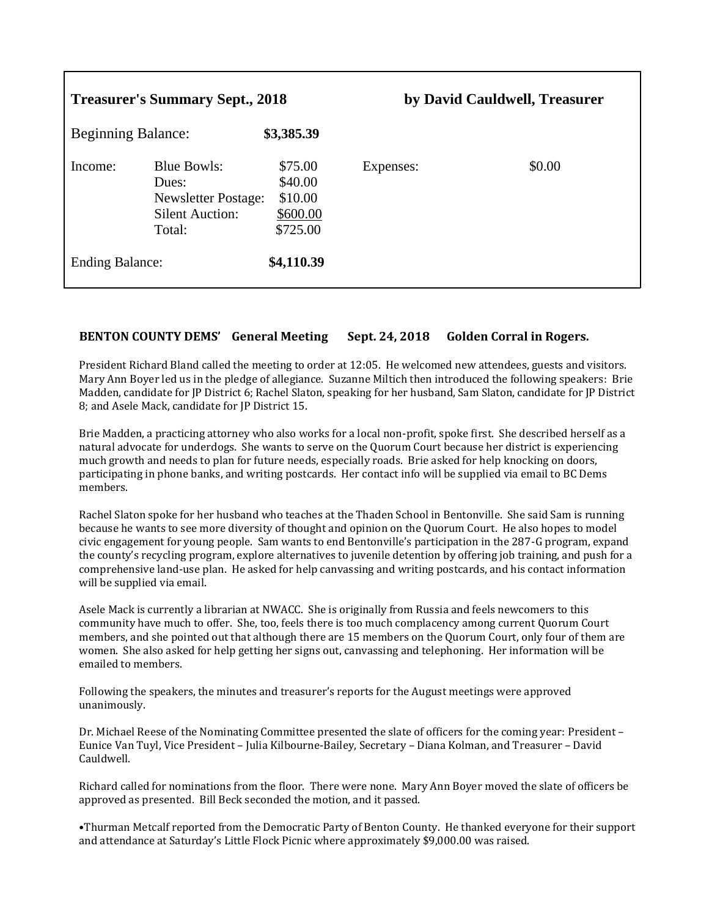**Treasurer's Summary Sept., 2018** **by David Cauldwell, Treasurer**

| Beginning Balance: | | **$3,385.39** | | |
|---|---|---|---|---|
| Income: | Blue Bowls: | $75.00 | Expenses: | $0.00 |
| | Dues: | $40.00 | | |
| | Newsletter Postage: | $10.00 | | |
| | Silent Auction: | $600.00 | | |
| | Total: | $725.00 | | |
| Ending Balance: | | **$4,110.39** | | |

**BENTON COUNTY DEMS' General Meeting Sept. 24, 2018 Golden Corral in Rogers.**

President Richard Bland called the meeting to order at 12:05. He welcomed new attendees, guests and visitors. Mary Ann Boyer led us in the pledge of allegiance. Suzanne Miltich then introduced the following speakers: Brie Madden, candidate for JP District 6; Rachel Slaton, speaking for her husband, Sam Slaton, candidate for JP District 8; and Asele Mack, candidate for JP District 15.

Brie Madden, a practicing attorney who also works for a local non-profit, spoke first. She described herself as a natural advocate for underdogs. She wants to serve on the Quorum Court because her district is experiencing much growth and needs to plan for future needs, especially roads. Brie asked for help knocking on doors, participating in phone banks, and writing postcards. Her contact info will be supplied via email to BC Dems members.

Rachel Slaton spoke for her husband who teaches at the Thaden School in Bentonville. She said Sam is running because he wants to see more diversity of thought and opinion on the Quorum Court. He also hopes to model civic engagement for young people. Sam wants to end Bentonville's participation in the 287-G program, expand the county's recycling program, explore alternatives to juvenile detention by offering job training, and push for a comprehensive land-use plan. He asked for help canvassing and writing postcards, and his contact information will be supplied via email.

Asele Mack is currently a librarian at NWACC. She is originally from Russia and feels newcomers to this community have much to offer. She, too, feels there is too much complacency among current Quorum Court members, and she pointed out that although there are 15 members on the Quorum Court, only four of them are women. She also asked for help getting her signs out, canvassing and telephoning. Her information will be emailed to members.

Following the speakers, the minutes and treasurer's reports for the August meetings were approved unanimously.

Dr. Michael Reese of the Nominating Committee presented the slate of officers for the coming year: President – Eunice Van Tuyl, Vice President – Julia Kilbourne-Bailey, Secretary – Diana Kolman, and Treasurer – David Cauldwell.

Richard called for nominations from the floor. There were none. Mary Ann Boyer moved the slate of officers be approved as presented. Bill Beck seconded the motion, and it passed.

•Thurman Metcalf reported from the Democratic Party of Benton County. He thanked everyone for their support and attendance at Saturday's Little Flock Picnic where approximately $9,000.00 was raised.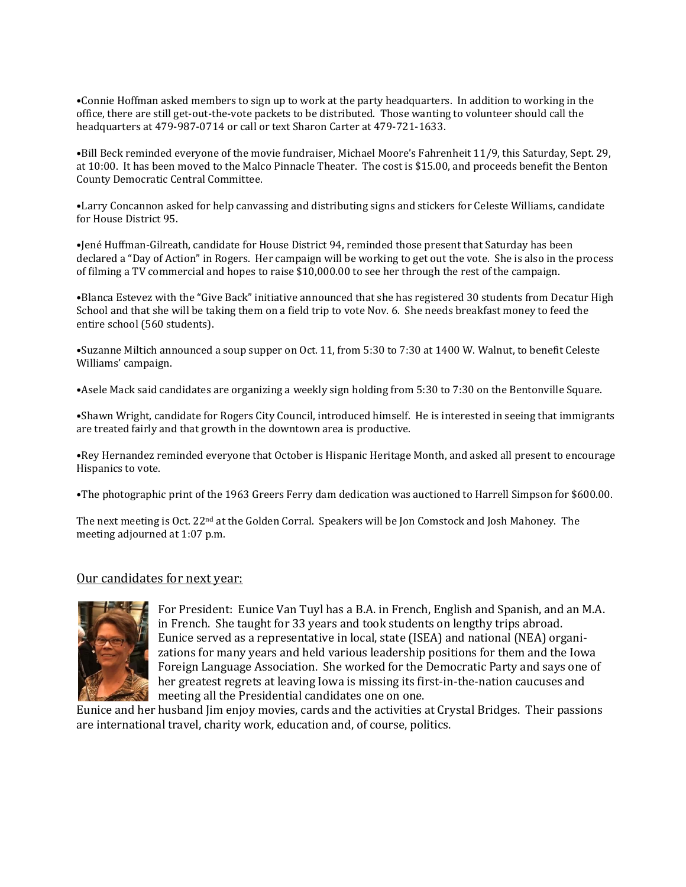•Connie Hoffman asked members to sign up to work at the party headquarters. In addition to working in the office, there are still get-out-the-vote packets to be distributed. Those wanting to volunteer should call the headquarters at 479-987-0714 or call or text Sharon Carter at 479-721-1633.

•Bill Beck reminded everyone of the movie fundraiser, Michael Moore's Fahrenheit 11/9, this Saturday, Sept. 29, at 10:00. It has been moved to the Malco Pinnacle Theater. The cost is $15.00, and proceeds benefit the Benton County Democratic Central Committee.

•Larry Concannon asked for help canvassing and distributing signs and stickers for Celeste Williams, candidate for House District 95.

•Jené Huffman-Gilreath, candidate for House District 94, reminded those present that Saturday has been declared a "Day of Action" in Rogers. Her campaign will be working to get out the vote. She is also in the process of filming a TV commercial and hopes to raise $10,000.00 to see her through the rest of the campaign.

•Blanca Estevez with the "Give Back" initiative announced that she has registered 30 students from Decatur High School and that she will be taking them on a field trip to vote Nov. 6. She needs breakfast money to feed the entire school (560 students).

•Suzanne Miltich announced a soup supper on Oct. 11, from 5:30 to 7:30 at 1400 W. Walnut, to benefit Celeste Williams' campaign.

•Asele Mack said candidates are organizing a weekly sign holding from 5:30 to 7:30 on the Bentonville Square.

•Shawn Wright, candidate for Rogers City Council, introduced himself. He is interested in seeing that immigrants are treated fairly and that growth in the downtown area is productive.

•Rey Hernandez reminded everyone that October is Hispanic Heritage Month, and asked all present to encourage Hispanics to vote.

•The photographic print of the 1963 Greers Ferry dam dedication was auctioned to Harrell Simpson for $600.00.

The next meeting is Oct. 22nd at the Golden Corral. Speakers will be Jon Comstock and Josh Mahoney. The meeting adjourned at 1:07 p.m.

## Our candidates for next year:

For President: Eunice Van Tuyl has a B.A. in French, English and Spanish, and an M.A. in French. She taught for 33 years and took students on lengthy trips abroad. Eunice served as a representative in local, state (ISEA) and national (NEA) organizations for many years and held various leadership positions for them and the Iowa Foreign Language Association. She worked for the Democratic Party and says one of her greatest regrets at leaving Iowa is missing its first-in-the-nation caucuses and meeting all the Presidential candidates one on one.

Eunice and her husband Jim enjoy movies, cards and the activities at Crystal Bridges. Their passions are international travel, charity work, education and, of course, politics.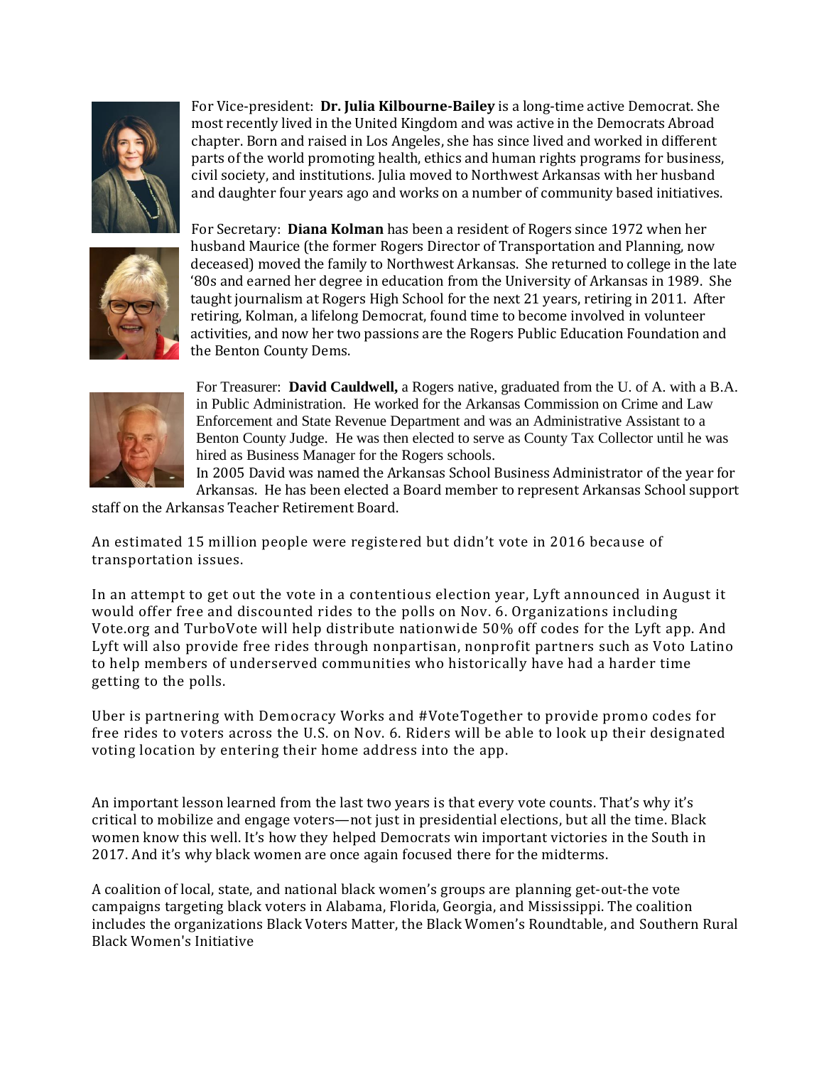For Vice-president: **Dr. Julia Kilbourne-Bailey** is a long-time active Democrat. She most recently lived in the United Kingdom and was active in the Democrats Abroad chapter. Born and raised in Los Angeles, she has since lived and worked in different parts of the world promoting health, ethics and human rights programs for business, civil society, and institutions. Julia moved to Northwest Arkansas with her husband and daughter four years ago and works on a number of community based initiatives.

For Secretary: **Diana Kolman** has been a resident of Rogers since 1972 when her husband Maurice (the former Rogers Director of Transportation and Planning, now deceased) moved the family to Northwest Arkansas. She returned to college in the late '80s and earned her degree in education from the University of Arkansas in 1989. She taught journalism at Rogers High School for the next 21 years, retiring in 2011. After retiring, Kolman, a lifelong Democrat, found time to become involved in volunteer activities, and now her two passions are the Rogers Public Education Foundation and the Benton County Dems.

For Treasurer: **David Cauldwell,** a Rogers native, graduated from the U. of A. with a B.A. in Public Administration. He worked for the Arkansas Commission on Crime and Law Enforcement and State Revenue Department and was an Administrative Assistant to a Benton County Judge. He was then elected to serve as County Tax Collector until he was hired as Business Manager for the Rogers schools.
In 2005 David was named the Arkansas School Business Administrator of the year for Arkansas. He has been elected a Board member to represent Arkansas School support staff on the Arkansas Teacher Retirement Board.

An estimated 15 million people were registered but didn't vote in 2016 because of transportation issues.

In an attempt to get out the vote in a contentious election year, Lyft announced in August it would offer free and discounted rides to the polls on Nov. 6. Organizations including Vote.org and TurboVote will help distribute nationwide 50% off codes for the Lyft app. And Lyft will also provide free rides through nonpartisan, nonprofit partners such as Voto Latino to help members of underserved communities who historically have had a harder time getting to the polls.

Uber is partnering with Democracy Works and #VoteTogether to provide promo codes for free rides to voters across the U.S. on Nov. 6. Riders will be able to look up their designated voting location by entering their home address into the app.

An important lesson learned from the last two years is that every vote counts. That's why it's critical to mobilize and engage voters—not just in presidential elections, but all the time. Black women know this well. It's how they helped Democrats win important victories in the South in 2017. And it's why black women are once again focused there for the midterms.

A coalition of local, state, and national black women's groups are planning get-out-the vote campaigns targeting black voters in Alabama, Florida, Georgia, and Mississippi. The coalition includes the organizations Black Voters Matter, the Black Women's Roundtable, and Southern Rural Black Women's Initiative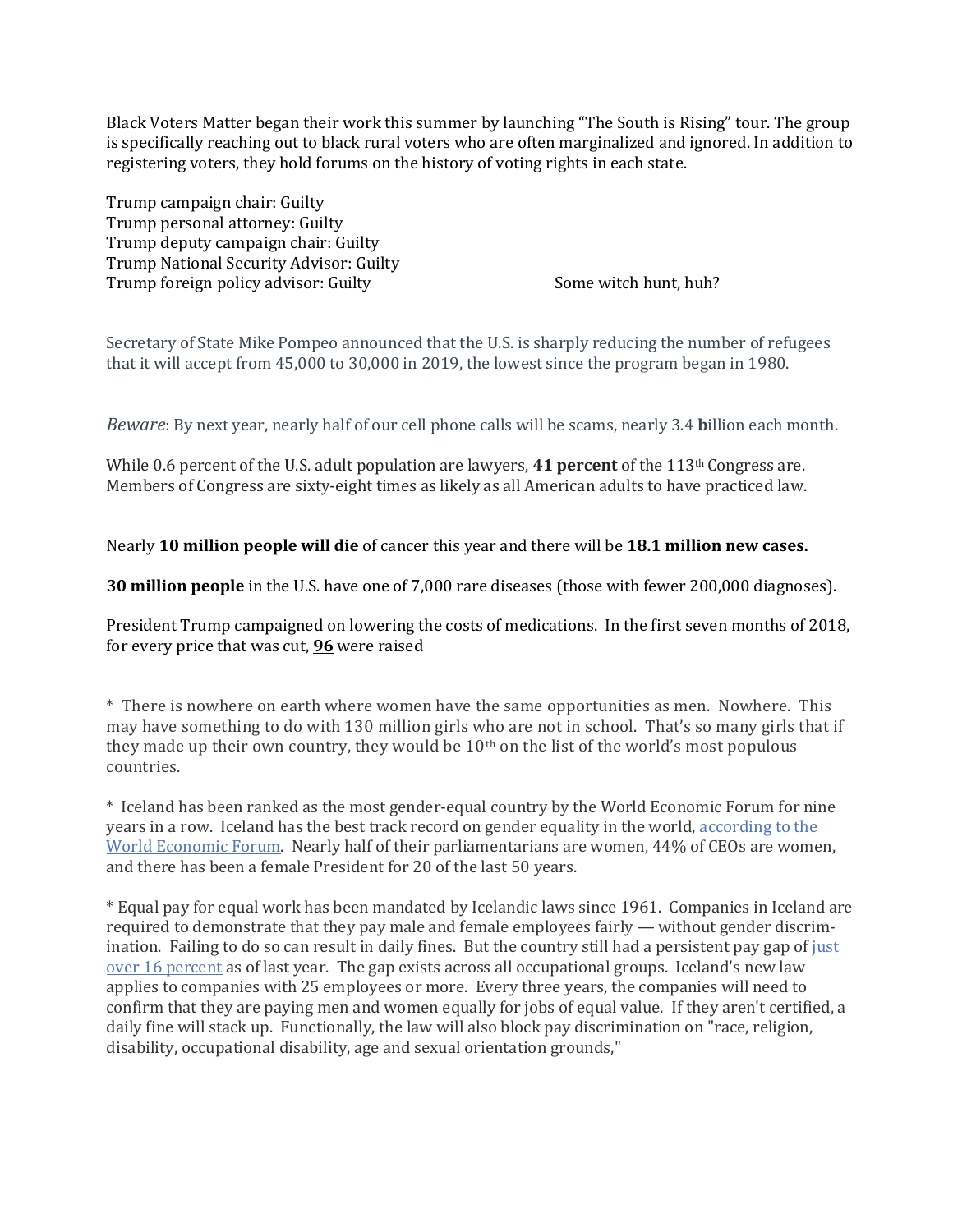Black Voters Matter began their work this summer by launching "The South is Rising" tour. The group is specifically reaching out to black rural voters who are often marginalized and ignored. In addition to registering voters, they hold forums on the history of voting rights in each state.

Trump campaign chair: Guilty
Trump personal attorney: Guilty
Trump deputy campaign chair: Guilty
Trump National Security Advisor: Guilty
Trump foreign policy advisor: Guilty

Some witch hunt, huh?

Secretary of State Mike Pompeo announced that the U.S. is sharply reducing the number of refugees that it will accept from 45,000 to 30,000 in 2019, the lowest since the program began in 1980.

*Beware*: By next year, nearly half of our cell phone calls will be scams, nearly 3.4 **b**illion each month.

While 0.6 percent of the U.S. adult population are lawyers, **41 percent** of the 113th Congress are. Members of Congress are sixty-eight times as likely as all American adults to have practiced law.

Nearly **10 million people will die** of cancer this year and there will be **18.1 million new cases.**

**30 million people** in the U.S. have one of 7,000 rare diseases (those with fewer 200,000 diagnoses).

President Trump campaigned on lowering the costs of medications. In the first seven months of 2018, for every price that was cut, **96** were raised

* There is nowhere on earth where women have the same opportunities as men. Nowhere. This may have something to do with 130 million girls who are not in school. That's so many girls that if they made up their own country, they would be 10th on the list of the world's most populous countries.

* Iceland has been ranked as the most gender-equal country by the World Economic Forum for nine years in a row. Iceland has the best track record on gender equality in the world, [according to the World Economic Forum](). Nearly half of their parliamentarians are women, 44% of CEOs are women, and there has been a female President for 20 of the last 50 years.

* Equal pay for equal work has been mandated by Icelandic laws since 1961. Companies in Iceland are required to demonstrate that they pay male and female employees fairly — without gender discrimination. Failing to do so can result in daily fines. But the country still had a persistent pay gap of [just over 16 percent]() as of last year. The gap exists across all occupational groups. Iceland's new law applies to companies with 25 employees or more. Every three years, the companies will need to confirm that they are paying men and women equally for jobs of equal value. If they aren't certified, a daily fine will stack up. Functionally, the law will also block pay discrimination on "race, religion, disability, occupational disability, age and sexual orientation grounds,"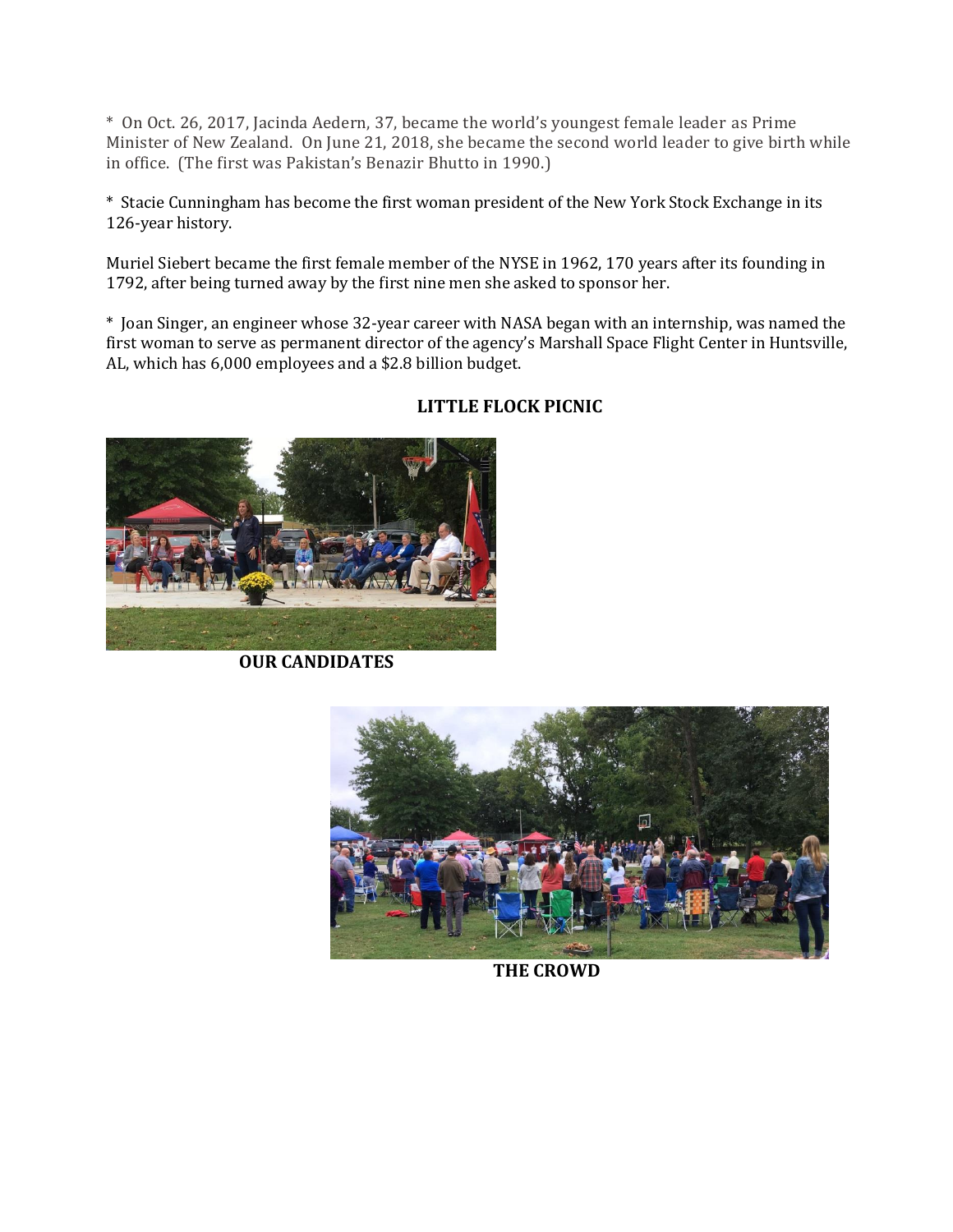* On Oct. 26, 2017, Jacinda Aedern, 37, became the world's youngest female leader as Prime Minister of New Zealand. On June 21, 2018, she became the second world leader to give birth while in office. (The first was Pakistan's Benazir Bhutto in 1990.)

* Stacie Cunningham has become the first woman president of the New York Stock Exchange in its 126-year history.

Muriel Siebert became the first female member of the NYSE in 1962, 170 years after its founding in 1792, after being turned away by the first nine men she asked to sponsor her.

* Joan Singer, an engineer whose 32-year career with NASA began with an internship, was named the first woman to serve as permanent director of the agency's Marshall Space Flight Center in Huntsville, AL, which has 6,000 employees and a $2.8 billion budget.

## LITTLE FLOCK PICNIC

**OUR CANDIDATES**

**THE CROWD**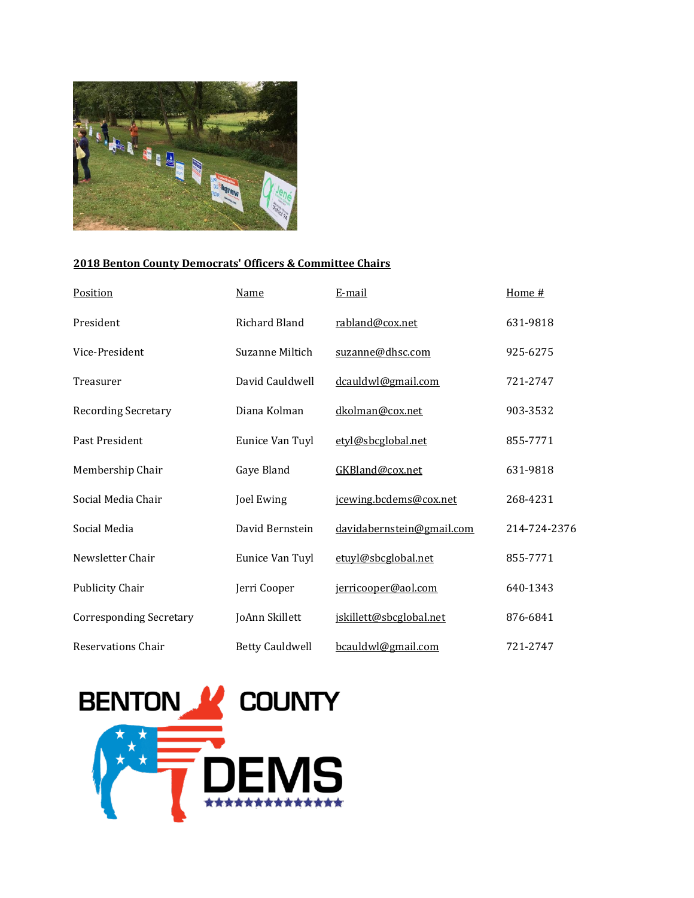**2018 Benton County Democrats' Officers & Committee Chairs**

| Position | Name | E-mail | Home # |
|---|---|---|---|
| President | Richard Bland | rabland@cox.net | 631-9818 |
| Vice-President | Suzanne Miltich | suzanne@dhsc.com | 925-6275 |
| Treasurer | David Cauldwell | dcauldwl@gmail.com | 721-2747 |
| Recording Secretary | Diana Kolman | dkolman@cox.net | 903-3532 |
| Past President | Eunice Van Tuyl | etyl@sbcglobal.net | 855-7771 |
| Membership Chair | Gaye Bland | GKBland@cox.net | 631-9818 |
| Social Media Chair | Joel Ewing | jcewing.bcdems@cox.net | 268-4231 |
| Social Media | David Bernstein | davidabernstein@gmail.com | 214-724-2376 |
| Newsletter Chair | Eunice Van Tuyl | etuyl@sbcglobal.net | 855-7771 |
| Publicity Chair | Jerri Cooper | jerricooper@aol.com | 640-1343 |
| Corresponding Secretary | JoAnn Skillett | jskillett@sbcglobal.net | 876-6841 |
| Reservations Chair | Betty Cauldwell | bcauldwl@gmail.com | 721-2747 |

BENTON COUNTY DEMS